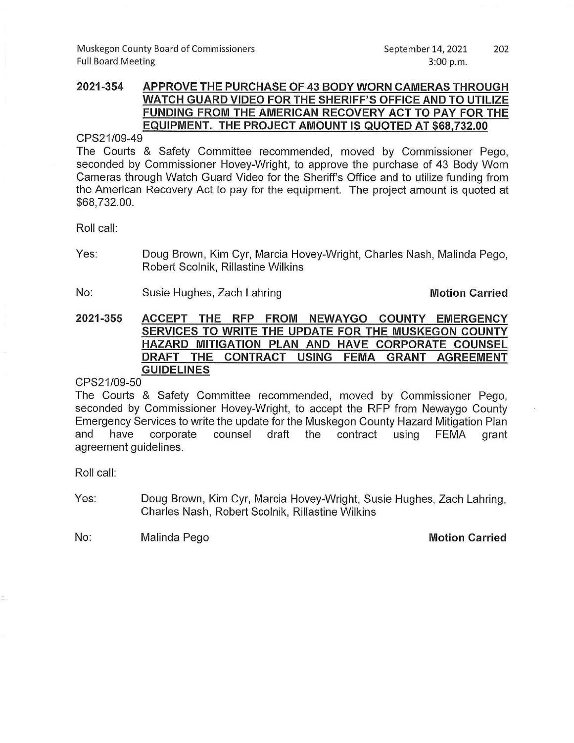## 2021-354 APPROVE THE PURCHASE OF 43 BODY WORN CAMERAS THROUGH WATCH GUARD VIDEO FOR THE SHERIFF'S OFFICE AND TO UTILIZE FUNDING FROM THE AMERICAN RECOVERY ACT TO PAY FOR THE EQUIPMENT. THE PROJECT AMOUNT IS QUOTED AT $68,732.00

CPS21/09-49

The Courts & Safety Committee recommended, moved by Commissioner Pego, seconded by Commissioner Hovey-Wright, to approve the purchase of 43 Body Worn Cameras through Watch Guard Video for the Sheriff's Office and to utilize funding from the American Recovery Act to pay for the equipment. The project amount is quoted at $68,732.00.

Roll call:

Yes: Doug Brown, Kim Cyr, Marcia Hovey-Wright, Charles Nash, Malinda Pego, Robert Scolnik, Rillastine Wilkins

No: Susie Hughes, Zach Lahring

**Motion Carried**

## 2021-355 ACCEPT THE RFP FROM NEWAYGO COUNTY EMERGENCY SERVICES TO WRITE THE UPDATE FOR THE MUSKEGON COUNTY HAZARD MITIGATION PLAN AND HAVE CORPORATE COUNSEL DRAFT THE CONTRACT USING FEMA GRANT AGREEMENT GUIDELINES

CPS21/09-50

The Courts & Safety Committee recommended, moved by Commissioner Pego, seconded by Commissioner Hovey-Wright, to accept the RFP from Newaygo County Emergency Services to write the update for the Muskegon County Hazard Mitigation Plan and have corporate counsel draft the contract using FEMA grant agreement guidelines.

Roll call:

Yes: Doug Brown, Kim Cyr, Marcia Hovey-Wright, Susie Hughes, Zach Lahring, Charles Nash, Robert Scolnik, Rillastine Wilkins

No: Malinda Pego

**Motion Carried**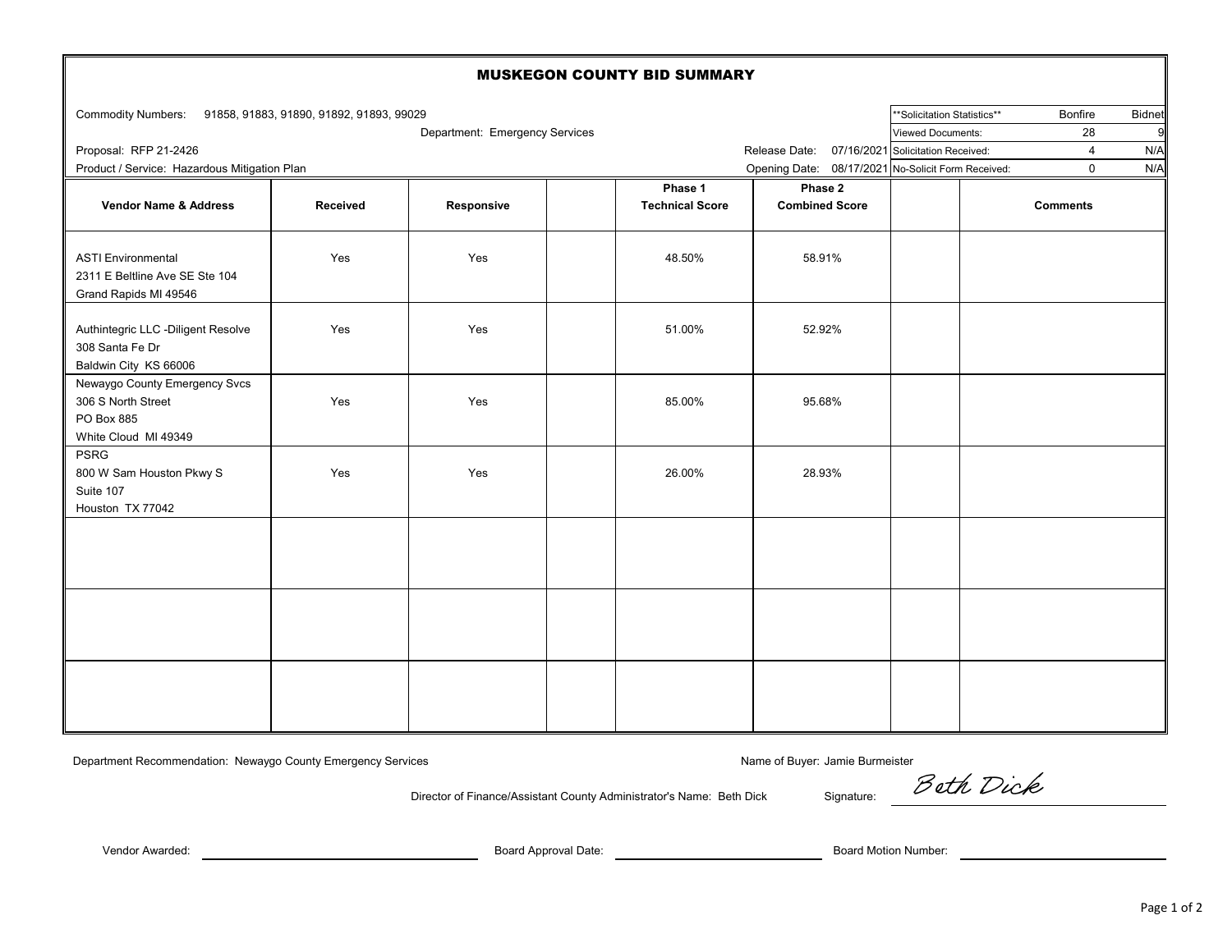# MUSKEGON COUNTY BID SUMMARY

Commodity Numbers: 91858, 91883, 91890, 91892, 91893, 99029

Department: Emergency Services

Proposal: RFP 21-2426

Product / Service: Hazardous Mitigation Plan

Release Date: 07/16/2021

Opening Date: 08/17/2021

| **Solicitation Statistics** | Bonfire | Bidnet |
|---|---|---|
| Viewed Documents: | 28 | 9 |
| Solicitation Received: | 4 | N/A |
| No-Solicit Form Received: | 0 | N/A |

| Vendor Name & Address | Received | Responsive | | Phase 1 Technical Score | Phase 2 Combined Score | | Comments |
|---|---|---|---|---|---|---|---|
| ASTI Environmental<br>2311 E Beltline Ave SE Ste 104<br>Grand Rapids MI 49546 | Yes | Yes | | 48.50% | 58.91% | | |
| Authintegric LLC -Diligent Resolve<br>308 Santa Fe Dr<br>Baldwin City KS 66006 | Yes | Yes | | 51.00% | 52.92% | | |
| Newaygo County Emergency Svcs<br>306 S North Street<br>PO Box 885<br>White Cloud MI 49349 | Yes | Yes | | 85.00% | 95.68% | | |
| PSRG<br>800 W Sam Houston Pkwy S<br>Suite 107<br>Houston TX 77042 | Yes | Yes | | 26.00% | 28.93% | | |
| | | | | | | | |
| | | | | | | | |
| | | | | | | | |

Department Recommendation: Newaygo County Emergency Services

Name of Buyer: Jamie Burmeister

Director of Finance/Assistant County Administrator's Name: Beth Dick

Signature: Beth Dick

Vendor Awarded: ______________________

Board Approval Date: ______________________

Board Motion Number: ______________________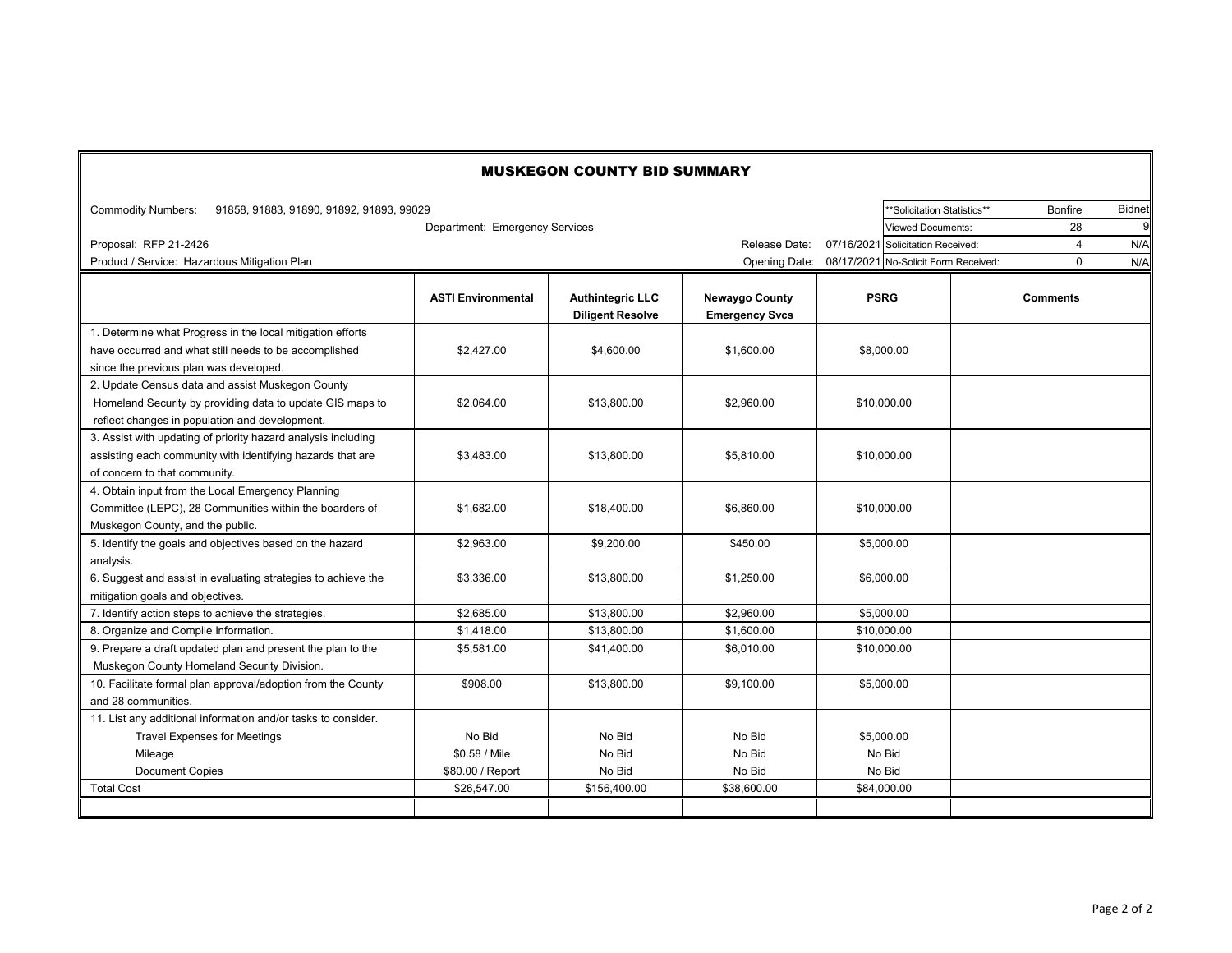# MUSKEGON COUNTY BID SUMMARY

Commodity Numbers: 91858, 91883, 91890, 91892, 91893, 99029

Department: Emergency Services

Proposal: RFP 21-2426

Product / Service: Hazardous Mitigation Plan

Release Date: 07/16/2021

Opening Date: 08/17/2021

| **Solicitation Statistics** | Bonfire | Bidnet |
|---|---|---|
| Viewed Documents: | 28 | 9 |
| Solicitation Received: | 4 | N/A |
| No-Solicit Form Received: | 0 | N/A |

| | **ASTI Environmental** | **Authintegric LLC Diligent Resolve** | **Newaygo County Emergency Svcs** | **PSRG** | **Comments** |
|---|---|---|---|---|---|
| 1. Determine what Progress in the local mitigation efforts have occurred and what still needs to be accomplished since the previous plan was developed. | $2,427.00 | $4,600.00 | $1,600.00 | $8,000.00 | |
| 2. Update Census data and assist Muskegon County Homeland Security by providing data to update GIS maps to reflect changes in population and development. | $2,064.00 | $13,800.00 | $2,960.00 | $10,000.00 | |
| 3. Assist with updating of priority hazard analysis including assisting each community with identifying hazards that are of concern to that community. | $3,483.00 | $13,800.00 | $5,810.00 | $10,000.00 | |
| 4. Obtain input from the Local Emergency Planning Committee (LEPC), 28 Communities within the boarders of Muskegon County, and the public. | $1,682.00 | $18,400.00 | $6,860.00 | $10,000.00 | |
| 5. Identify the goals and objectives based on the hazard analysis. | $2,963.00 | $9,200.00 | $450.00 | $5,000.00 | |
| 6. Suggest and assist in evaluating strategies to achieve the mitigation goals and objectives. | $3,336.00 | $13,800.00 | $1,250.00 | $6,000.00 | |
| 7. Identify action steps to achieve the strategies. | $2,685.00 | $13,800.00 | $2,960.00 | $5,000.00 | |
| 8. Organize and Compile Information. | $1,418.00 | $13,800.00 | $1,600.00 | $10,000.00 | |
| 9. Prepare a draft updated plan and present the plan to the Muskegon County Homeland Security Division. | $5,581.00 | $41,400.00 | $6,010.00 | $10,000.00 | |
| 10. Facilitate formal plan approval/adoption from the County and 28 communities. | $908.00 | $13,800.00 | $9,100.00 | $5,000.00 | |
| 11. List any additional information and/or tasks to consider. | | | | | |
| Travel Expenses for Meetings | No Bid | No Bid | No Bid | $5,000.00 | |
| Mileage | $0.58 / Mile | No Bid | No Bid | No Bid | |
| Document Copies | $80.00 / Report | No Bid | No Bid | No Bid | |
| Total Cost | $26,547.00 | $156,400.00 | $38,600.00 | $84,000.00 | |